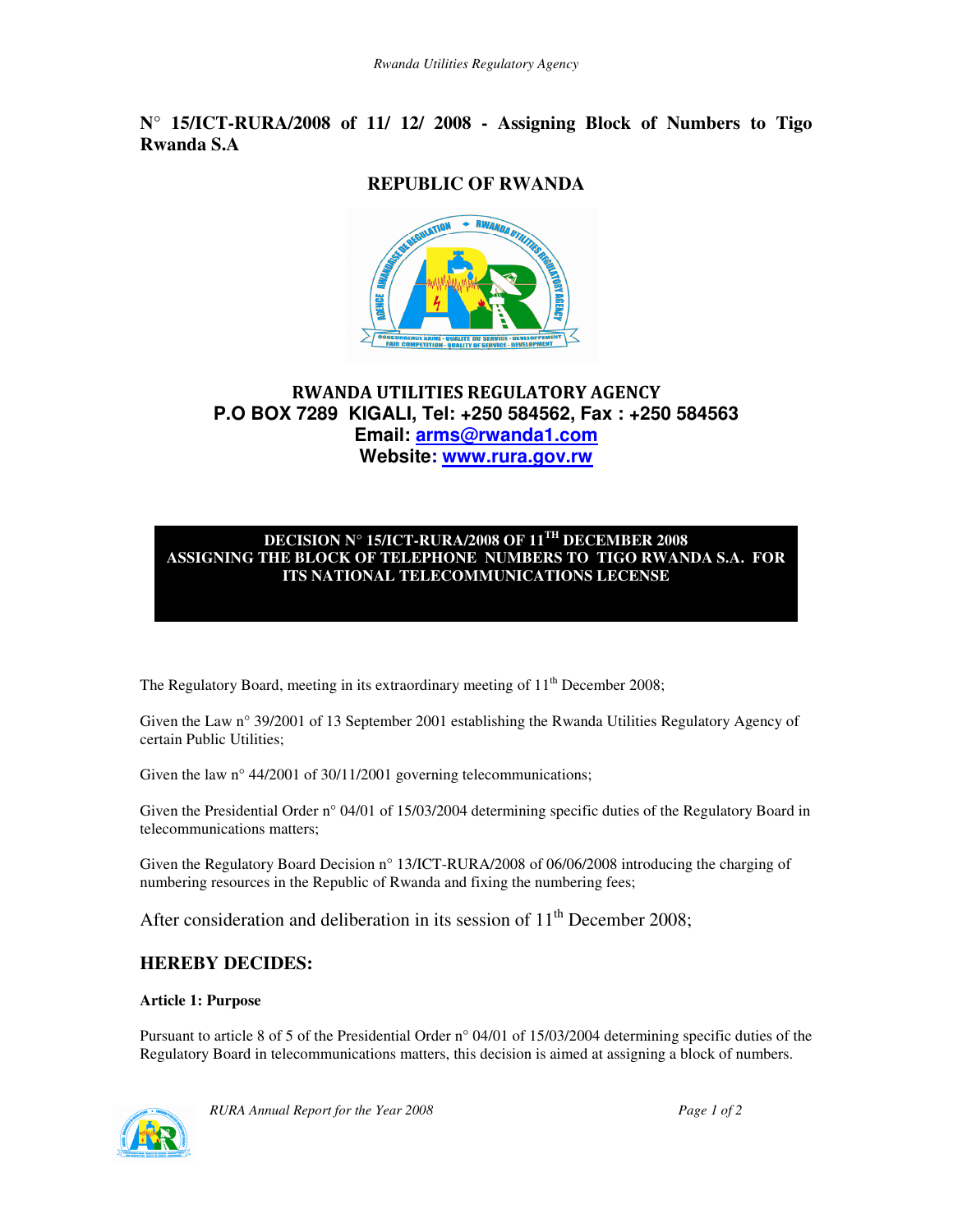**N° 15/ICT-RURA/2008 of 11/ 12/ 2008 - Assigning Block of Numbers to Tigo Rwanda S.A**

## REPUBLIC OF RWANDA

**RWANDA UTILITIES REGULATORY AGENCY**
**P.O BOX 7289 KIGALI, Tel: +250 584562, Fax : +250 584563**
**Email: arms@rwanda1.com**
**Website: www.rura.gov.rw**

**DECISION N° 15/ICT-RURA/2008 OF 11TH DECEMBER 2008**
**ASSIGNING THE BLOCK OF TELEPHONE NUMBERS TO TIGO RWANDA S.A. FOR ITS NATIONAL TELECOMMUNICATIONS LECENSE**

The Regulatory Board, meeting in its extraordinary meeting of 11th December 2008;

Given the Law n° 39/2001 of 13 September 2001 establishing the Rwanda Utilities Regulatory Agency of certain Public Utilities;

Given the law n° 44/2001 of 30/11/2001 governing telecommunications;

Given the Presidential Order n° 04/01 of 15/03/2004 determining specific duties of the Regulatory Board in telecommunications matters;

Given the Regulatory Board Decision n° 13/ICT-RURA/2008 of 06/06/2008 introducing the charging of numbering resources in the Republic of Rwanda and fixing the numbering fees;

After consideration and deliberation in its session of 11th December 2008;

## HEREBY DECIDES:

**Article 1: Purpose**

Pursuant to article 8 of 5 of the Presidential Order n° 04/01 of 15/03/2004 determining specific duties of the Regulatory Board in telecommunications matters, this decision is aimed at assigning a block of numbers.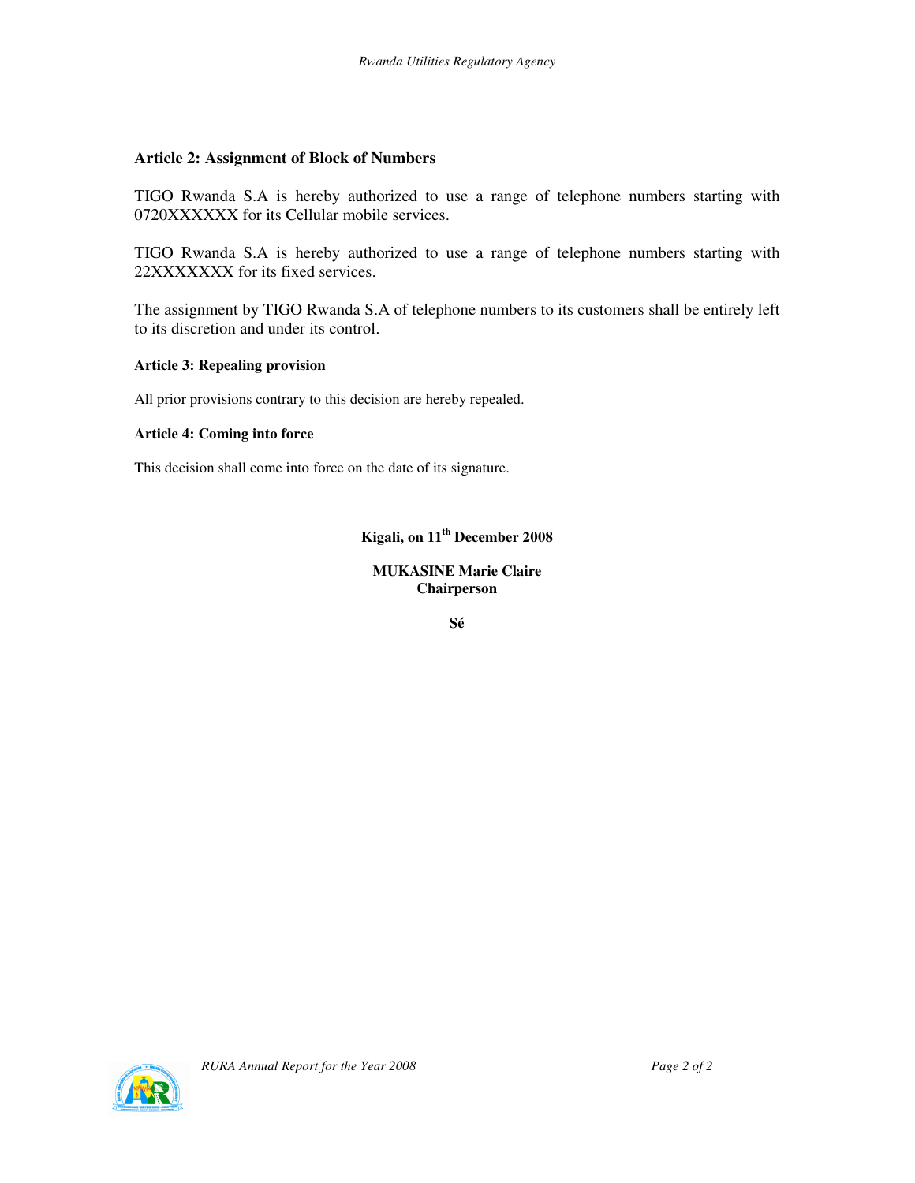## Article 2: Assignment of Block of Numbers

TIGO Rwanda S.A is hereby authorized to use a range of telephone numbers starting with 0720XXXXXX for its Cellular mobile services.

TIGO Rwanda S.A is hereby authorized to use a range of telephone numbers starting with 22XXXXXXX for its fixed services.

The assignment by TIGO Rwanda S.A of telephone numbers to its customers shall be entirely left to its discretion and under its control.

### Article 3: Repealing provision

All prior provisions contrary to this decision are hereby repealed.

### Article 4: Coming into force

This decision shall come into force on the date of its signature.

**Kigali, on 11th December 2008**

**MUKASINE Marie Claire**
**Chairperson**

**Sé**